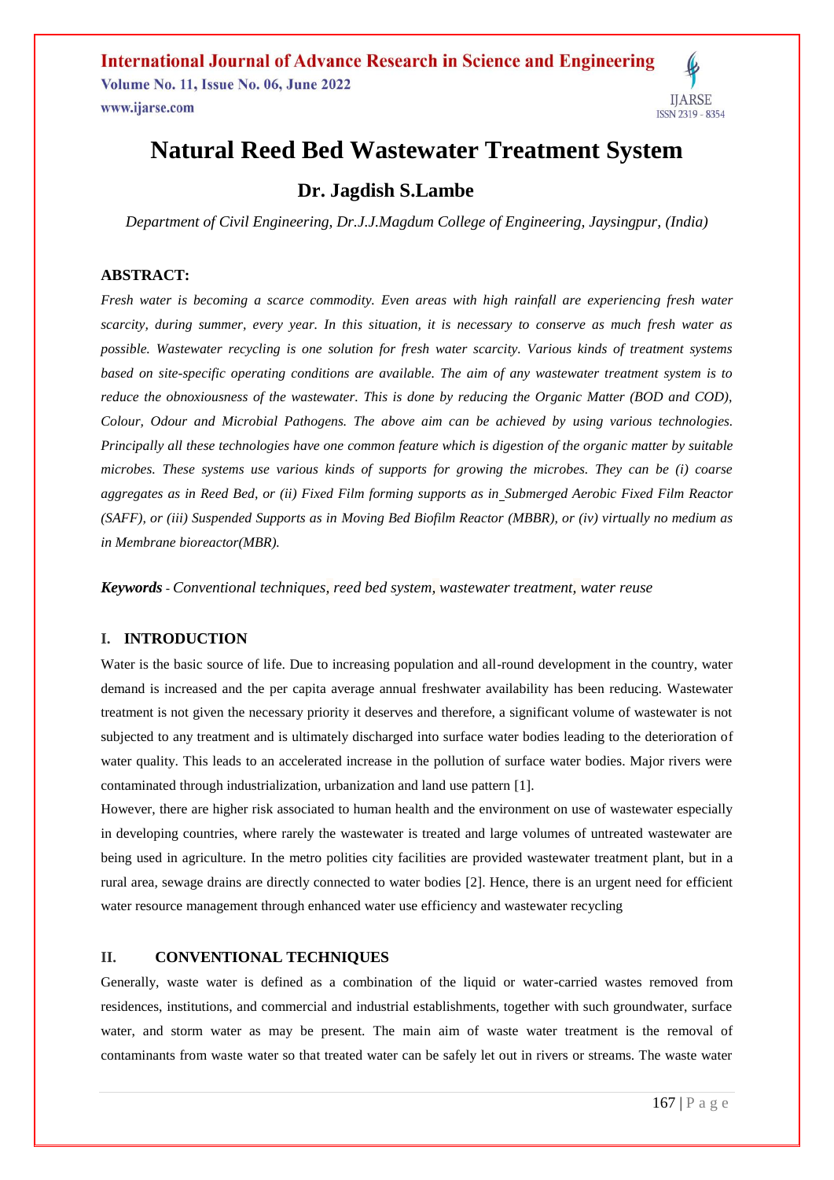# Natural Reed Bed Wastewater Treatment System

## Dr. Jagdish S.Lambe

*Department of Civil Engineering, Dr.J.J.Magdum College of Engineering, Jaysingpur, (India)*

### ABSTRACT:

*Fresh water is becoming a scarce commodity. Even areas with high rainfall are experiencing fresh water scarcity, during summer, every year. In this situation, it is necessary to conserve as much fresh water as possible. Wastewater recycling is one solution for fresh water scarcity. Various kinds of treatment systems based on site-specific operating conditions are available. The aim of any wastewater treatment system is to reduce the obnoxiousness of the wastewater. This is done by reducing the Organic Matter (BOD and COD), Colour, Odour and Microbial Pathogens. The above aim can be achieved by using various technologies. Principally all these technologies have one common feature which is digestion of the organic matter by suitable microbes. These systems use various kinds of supports for growing the microbes. They can be (i) coarse aggregates as in Reed Bed, or (ii) Fixed Film forming supports as in Submerged Aerobic Fixed Film Reactor (SAFF), or (iii) Suspended Supports as in Moving Bed Biofilm Reactor (MBBR), or (iv) virtually no medium as in Membrane bioreactor(MBR).*

***Keywords*** *- Conventional techniques, reed bed system, wastewater treatment, water reuse*

### I. INTRODUCTION

Water is the basic source of life. Due to increasing population and all-round development in the country, water demand is increased and the per capita average annual freshwater availability has been reducing. Wastewater treatment is not given the necessary priority it deserves and therefore, a significant volume of wastewater is not subjected to any treatment and is ultimately discharged into surface water bodies leading to the deterioration of water quality. This leads to an accelerated increase in the pollution of surface water bodies. Major rivers were contaminated through industrialization, urbanization and land use pattern [1].

However, there are higher risk associated to human health and the environment on use of wastewater especially in developing countries, where rarely the wastewater is treated and large volumes of untreated wastewater are being used in agriculture. In the metro polities city facilities are provided wastewater treatment plant, but in a rural area, sewage drains are directly connected to water bodies [2]. Hence, there is an urgent need for efficient water resource management through enhanced water use efficiency and wastewater recycling

### II. CONVENTIONAL TECHNIQUES

Generally, waste water is defined as a combination of the liquid or water-carried wastes removed from residences, institutions, and commercial and industrial establishments, together with such groundwater, surface water, and storm water as may be present. The main aim of waste water treatment is the removal of contaminants from waste water so that treated water can be safely let out in rivers or streams. The waste water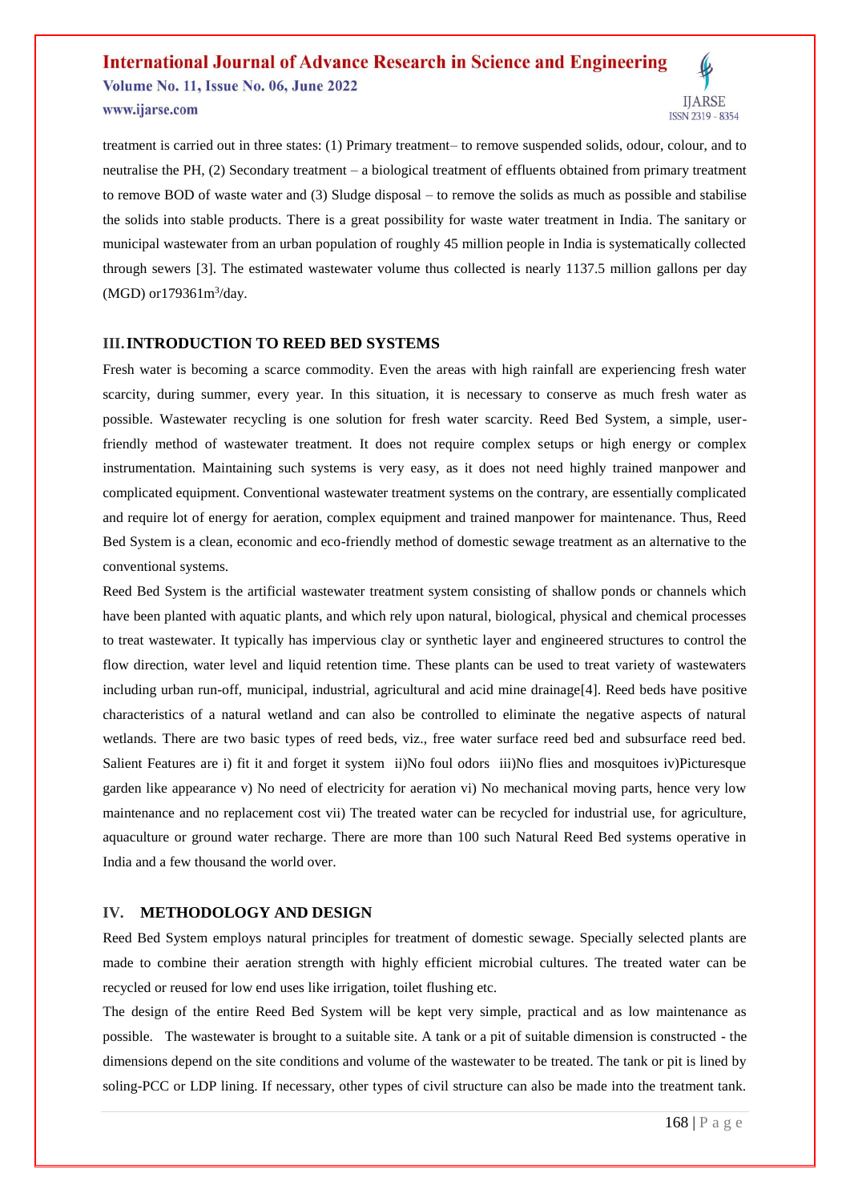treatment is carried out in three states: (1) Primary treatment– to remove suspended solids, odour, colour, and to neutralise the PH, (2) Secondary treatment – a biological treatment of effluents obtained from primary treatment to remove BOD of waste water and (3) Sludge disposal – to remove the solids as much as possible and stabilise the solids into stable products. There is a great possibility for waste water treatment in India. The sanitary or municipal wastewater from an urban population of roughly 45 million people in India is systematically collected through sewers [3]. The estimated wastewater volume thus collected is nearly 1137.5 million gallons per day (MGD) or179361$m^3$/day.

## III. INTRODUCTION TO REED BED SYSTEMS

Fresh water is becoming a scarce commodity. Even the areas with high rainfall are experiencing fresh water scarcity, during summer, every year. In this situation, it is necessary to conserve as much fresh water as possible. Wastewater recycling is one solution for fresh water scarcity. Reed Bed System, a simple, user-friendly method of wastewater treatment. It does not require complex setups or high energy or complex instrumentation. Maintaining such systems is very easy, as it does not need highly trained manpower and complicated equipment. Conventional wastewater treatment systems on the contrary, are essentially complicated and require lot of energy for aeration, complex equipment and trained manpower for maintenance. Thus, Reed Bed System is a clean, economic and eco-friendly method of domestic sewage treatment as an alternative to the conventional systems.

Reed Bed System is the artificial wastewater treatment system consisting of shallow ponds or channels which have been planted with aquatic plants, and which rely upon natural, biological, physical and chemical processes to treat wastewater. It typically has impervious clay or synthetic layer and engineered structures to control the flow direction, water level and liquid retention time. These plants can be used to treat variety of wastewaters including urban run-off, municipal, industrial, agricultural and acid mine drainage[4]. Reed beds have positive characteristics of a natural wetland and can also be controlled to eliminate the negative aspects of natural wetlands. There are two basic types of reed beds, viz., free water surface reed bed and subsurface reed bed. Salient Features are i) fit it and forget it system ii)No foul odors iii)No flies and mosquitoes iv)Picturesque garden like appearance v) No need of electricity for aeration vi) No mechanical moving parts, hence very low maintenance and no replacement cost vii) The treated water can be recycled for industrial use, for agriculture, aquaculture or ground water recharge. There are more than 100 such Natural Reed Bed systems operative in India and a few thousand the world over.

## IV. METHODOLOGY AND DESIGN

Reed Bed System employs natural principles for treatment of domestic sewage. Specially selected plants are made to combine their aeration strength with highly efficient microbial cultures. The treated water can be recycled or reused for low end uses like irrigation, toilet flushing etc.

The design of the entire Reed Bed System will be kept very simple, practical and as low maintenance as possible. The wastewater is brought to a suitable site. A tank or a pit of suitable dimension is constructed - the dimensions depend on the site conditions and volume of the wastewater to be treated. The tank or pit is lined by soling-PCC or LDP lining. If necessary, other types of civil structure can also be made into the treatment tank.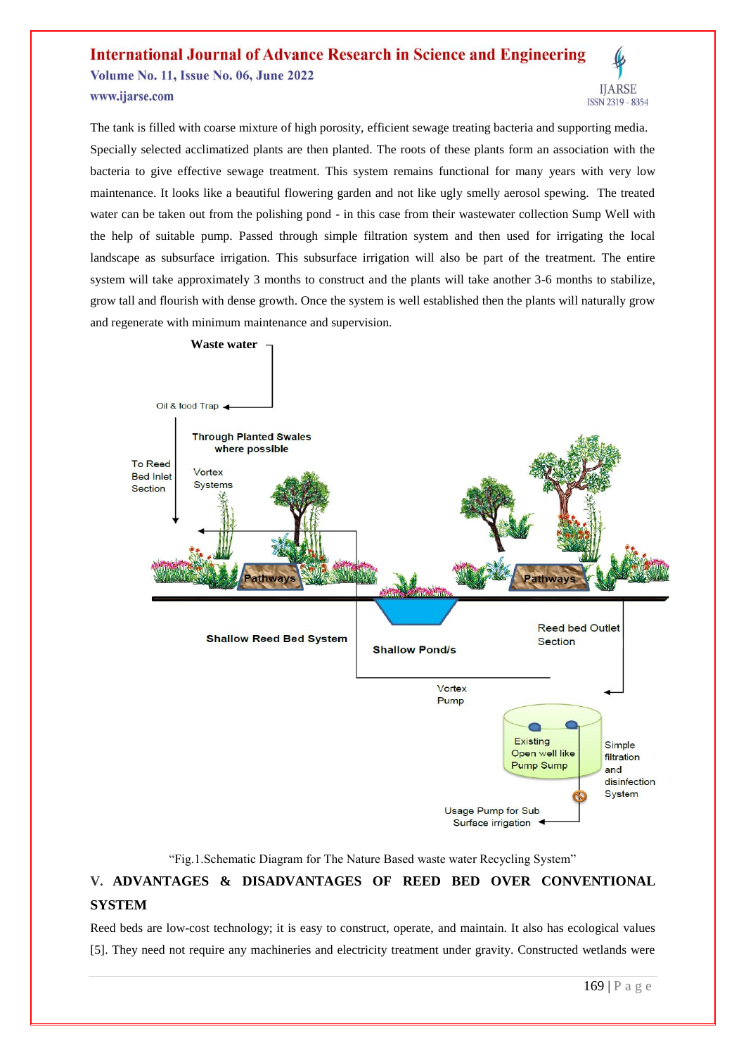The tank is filled with coarse mixture of high porosity, efficient sewage treating bacteria and supporting media. Specially selected acclimatized plants are then planted. The roots of these plants form an association with the bacteria to give effective sewage treatment. This system remains functional for many years with very low maintenance. It looks like a beautiful flowering garden and not like ugly smelly aerosol spewing. The treated water can be taken out from the polishing pond - in this case from their wastewater collection Sump Well with the help of suitable pump. Passed through simple filtration system and then used for irrigating the local landscape as subsurface irrigation. This subsurface irrigation will also be part of the treatment. The entire system will take approximately 3 months to construct and the plants will take another 3-6 months to stabilize, grow tall and flourish with dense growth. Once the system is well established then the plants will naturally grow and regenerate with minimum maintenance and supervision.

Waste water

Oil & food Trap

Through Planted Swales where possible

To Reed Bed Inlet Section

Vortex Systems

Pathways

Pathways

Shallow Reed Bed System

Shallow Pond/s

Reed bed Outlet Section

Vortex Pump

Existing Open well like Pump Sump

Simple filtration and disinfection System

Usage Pump for Sub Surface irrigation

"Fig.1.Schematic Diagram for The Nature Based waste water Recycling System"

## V. ADVANTAGES & DISADVANTAGES OF REED BED OVER CONVENTIONAL SYSTEM

Reed beds are low-cost technology; it is easy to construct, operate, and maintain. It also has ecological values [5]. They need not require any machineries and electricity treatment under gravity. Constructed wetlands were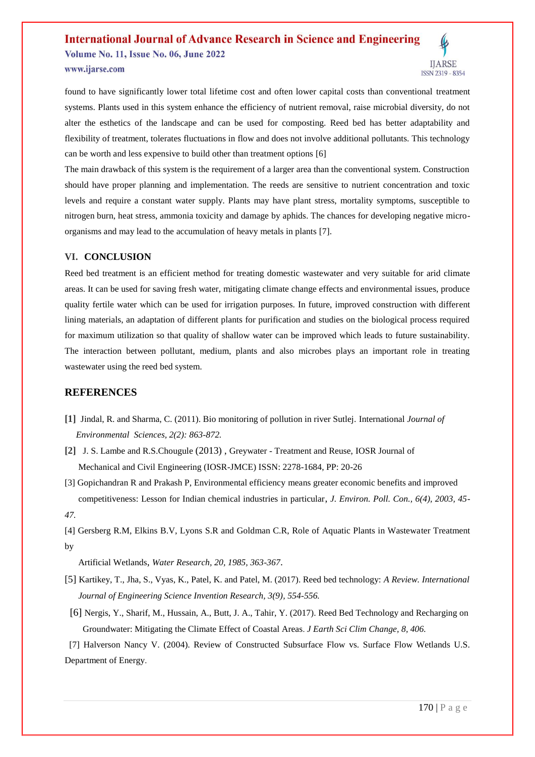found to have significantly lower total lifetime cost and often lower capital costs than conventional treatment systems. Plants used in this system enhance the efficiency of nutrient removal, raise microbial diversity, do not alter the esthetics of the landscape and can be used for composting. Reed bed has better adaptability and flexibility of treatment, tolerates fluctuations in flow and does not involve additional pollutants. This technology can be worth and less expensive to build other than treatment options [6]

The main drawback of this system is the requirement of a larger area than the conventional system. Construction should have proper planning and implementation. The reeds are sensitive to nutrient concentration and toxic levels and require a constant water supply. Plants may have plant stress, mortality symptoms, susceptible to nitrogen burn, heat stress, ammonia toxicity and damage by aphids. The chances for developing negative micro-organisms and may lead to the accumulation of heavy metals in plants [7].

## VI. CONCLUSION

Reed bed treatment is an efficient method for treating domestic wastewater and very suitable for arid climate areas. It can be used for saving fresh water, mitigating climate change effects and environmental issues, produce quality fertile water which can be used for irrigation purposes. In future, improved construction with different lining materials, an adaptation of different plants for purification and studies on the biological process required for maximum utilization so that quality of shallow water can be improved which leads to future sustainability. The interaction between pollutant, medium, plants and also microbes plays an important role in treating wastewater using the reed bed system.

## REFERENCES

[1] Jindal, R. and Sharma, C. (2011). Bio monitoring of pollution in river Sutlej. International *Journal of Environmental Sciences, 2(2): 863-872.*

[2] J. S. Lambe and R.S.Chougule (2013) , Greywater - Treatment and Reuse, IOSR Journal of Mechanical and Civil Engineering (IOSR-JMCE) ISSN: 2278-1684, PP: 20-26

[3] Gopichandran R and Prakash P, Environmental efficiency means greater economic benefits and improved competitiveness: Lesson for Indian chemical industries in particular, *J. Environ. Poll. Con., 6(4), 2003, 45-47.*

[4] Gersberg R.M, Elkins B.V, Lyons S.R and Goldman C.R, Role of Aquatic Plants in Wastewater Treatment by Artificial Wetlands, *Water Research, 20, 1985, 363-367*.

[5] Kartikey, T., Jha, S., Vyas, K., Patel, K. and Patel, M. (2017). Reed bed technology: *A Review. International Journal of Engineering Science Invention Research, 3(9), 554-556.*

[6] Nergis, Y., Sharif, M., Hussain, A., Butt, J. A., Tahir, Y. (2017). Reed Bed Technology and Recharging on Groundwater: Mitigating the Climate Effect of Coastal Areas. *J Earth Sci Clim Change, 8, 406.*

[7] Halverson Nancy V. (2004). Review of Constructed Subsurface Flow vs. Surface Flow Wetlands U.S. Department of Energy.